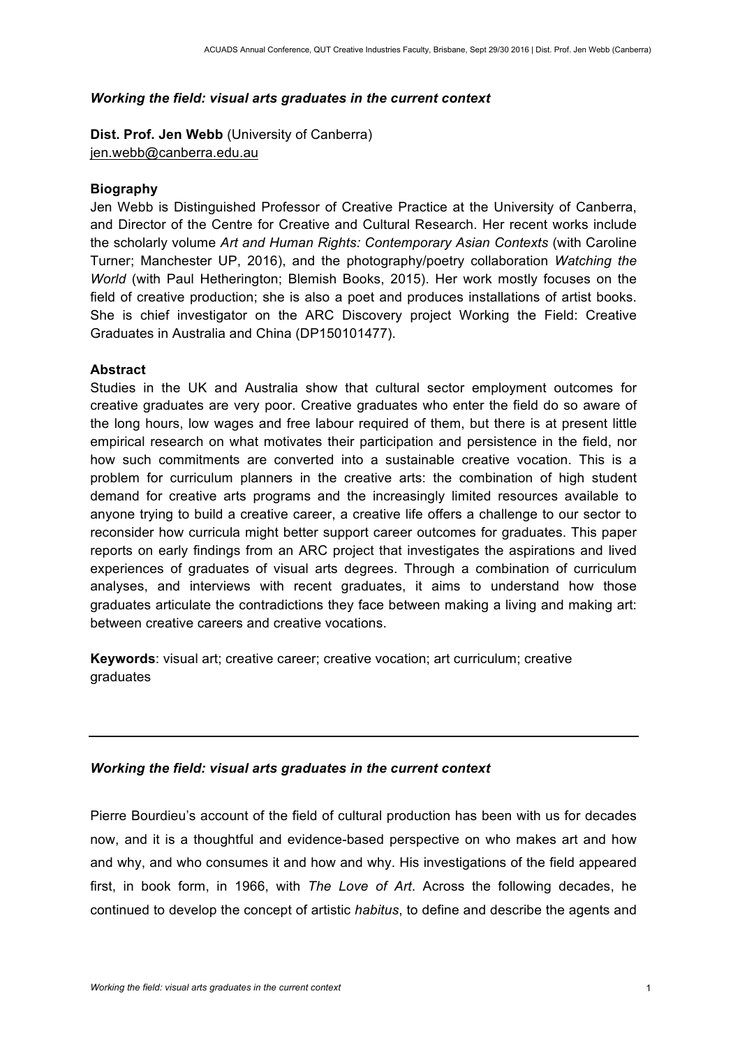### *Working the field: visual arts graduates in the current context*

**Dist. Prof. Jen Webb** (University of Canberra)
jen.webb@canberra.edu.au

**Biography**

Jen Webb is Distinguished Professor of Creative Practice at the University of Canberra, and Director of the Centre for Creative and Cultural Research. Her recent works include the scholarly volume *Art and Human Rights: Contemporary Asian Contexts* (with Caroline Turner; Manchester UP, 2016), and the photography/poetry collaboration *Watching the World* (with Paul Hetherington; Blemish Books, 2015). Her work mostly focuses on the field of creative production; she is also a poet and produces installations of artist books. She is chief investigator on the ARC Discovery project Working the Field: Creative Graduates in Australia and China (DP150101477).

**Abstract**

Studies in the UK and Australia show that cultural sector employment outcomes for creative graduates are very poor. Creative graduates who enter the field do so aware of the long hours, low wages and free labour required of them, but there is at present little empirical research on what motivates their participation and persistence in the field, nor how such commitments are converted into a sustainable creative vocation. This is a problem for curriculum planners in the creative arts: the combination of high student demand for creative arts programs and the increasingly limited resources available to anyone trying to build a creative career, a creative life offers a challenge to our sector to reconsider how curricula might better support career outcomes for graduates. This paper reports on early findings from an ARC project that investigates the aspirations and lived experiences of graduates of visual arts degrees. Through a combination of curriculum analyses, and interviews with recent graduates, it aims to understand how those graduates articulate the contradictions they face between making a living and making art: between creative careers and creative vocations.

**Keywords**: visual art; creative career; creative vocation; art curriculum; creative graduates

---

## *Working the field: visual arts graduates in the current context*

Pierre Bourdieu's account of the field of cultural production has been with us for decades now, and it is a thoughtful and evidence-based perspective on who makes art and how and why, and who consumes it and how and why. His investigations of the field appeared first, in book form, in 1966, with *The Love of Art*. Across the following decades, he continued to develop the concept of artistic *habitus*, to define and describe the agents and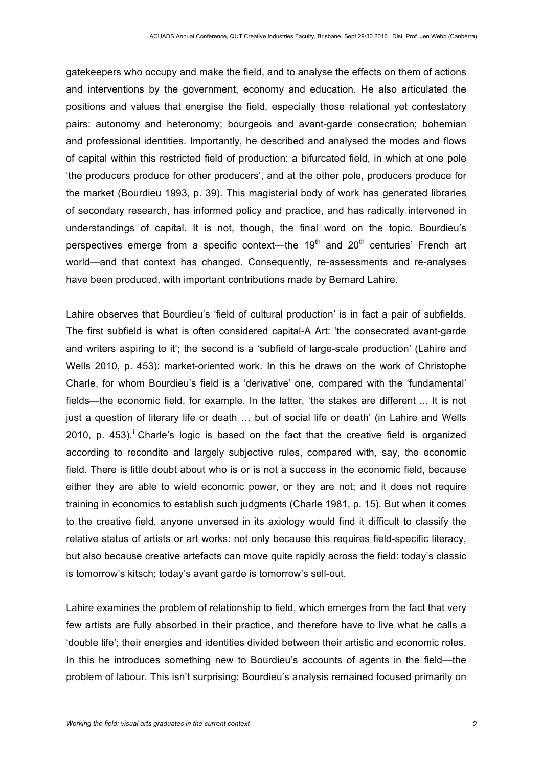gatekeepers who occupy and make the field, and to analyse the effects on them of actions and interventions by the government, economy and education. He also articulated the positions and values that energise the field, especially those relational yet contestatory pairs: autonomy and heteronomy; bourgeois and avant-garde consecration; bohemian and professional identities. Importantly, he described and analysed the modes and flows of capital within this restricted field of production: a bifurcated field, in which at one pole 'the producers produce for other producers', and at the other pole, producers produce for the market (Bourdieu 1993, p. 39). This magisterial body of work has generated libraries of secondary research, has informed policy and practice, and has radically intervened in understandings of capital. It is not, though, the final word on the topic. Bourdieu's perspectives emerge from a specific context—the 19th and 20th centuries' French art world—and that context has changed. Consequently, re-assessments and re-analyses have been produced, with important contributions made by Bernard Lahire.

Lahire observes that Bourdieu's 'field of cultural production' is in fact a pair of subfields. The first subfield is what is often considered capital-A Art: 'the consecrated avant-garde and writers aspiring to it'; the second is a 'subfield of large-scale production' (Lahire and Wells 2010, p. 453): market-oriented work. In this he draws on the work of Christophe Charle, for whom Bourdieu's field is a 'derivative' one, compared with the 'fundamental' fields—the economic field, for example. In the latter, 'the stakes are different ... It is not just a question of literary life or death … but of social life or death' (in Lahire and Wells 2010, p. 453).[i] Charle's logic is based on the fact that the creative field is organized according to recondite and largely subjective rules, compared with, say, the economic field. There is little doubt about who is or is not a success in the economic field, because either they are able to wield economic power, or they are not; and it does not require training in economics to establish such judgments (Charle 1981, p. 15). But when it comes to the creative field, anyone unversed in its axiology would find it difficult to classify the relative status of artists or art works: not only because this requires field-specific literacy, but also because creative artefacts can move quite rapidly across the field: today's classic is tomorrow's kitsch; today's avant garde is tomorrow's sell-out.

Lahire examines the problem of relationship to field, which emerges from the fact that very few artists are fully absorbed in their practice, and therefore have to live what he calls a 'double life'; their energies and identities divided between their artistic and economic roles. In this he introduces something new to Bourdieu's accounts of agents in the field—the problem of labour. This isn't surprising: Bourdieu's analysis remained focused primarily on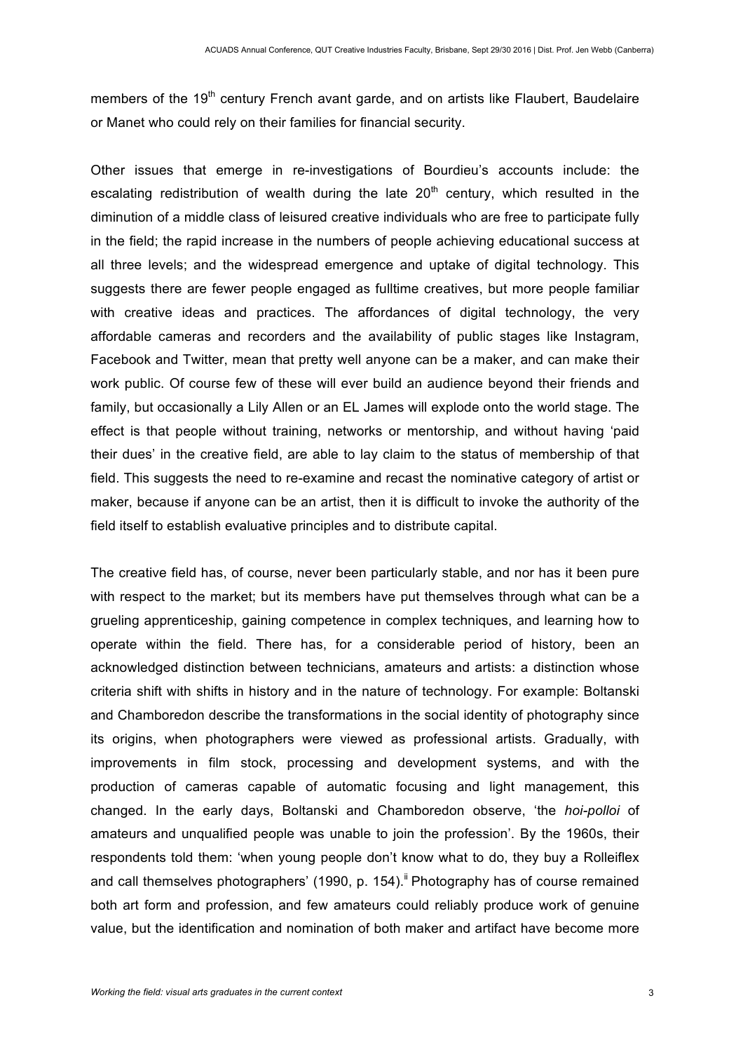members of the 19th century French avant garde, and on artists like Flaubert, Baudelaire or Manet who could rely on their families for financial security.

Other issues that emerge in re-investigations of Bourdieu's accounts include: the escalating redistribution of wealth during the late 20th century, which resulted in the diminution of a middle class of leisured creative individuals who are free to participate fully in the field; the rapid increase in the numbers of people achieving educational success at all three levels; and the widespread emergence and uptake of digital technology. This suggests there are fewer people engaged as fulltime creatives, but more people familiar with creative ideas and practices. The affordances of digital technology, the very affordable cameras and recorders and the availability of public stages like Instagram, Facebook and Twitter, mean that pretty well anyone can be a maker, and can make their work public. Of course few of these will ever build an audience beyond their friends and family, but occasionally a Lily Allen or an EL James will explode onto the world stage. The effect is that people without training, networks or mentorship, and without having 'paid their dues' in the creative field, are able to lay claim to the status of membership of that field. This suggests the need to re-examine and recast the nominative category of artist or maker, because if anyone can be an artist, then it is difficult to invoke the authority of the field itself to establish evaluative principles and to distribute capital.

The creative field has, of course, never been particularly stable, and nor has it been pure with respect to the market; but its members have put themselves through what can be a grueling apprenticeship, gaining competence in complex techniques, and learning how to operate within the field. There has, for a considerable period of history, been an acknowledged distinction between technicians, amateurs and artists: a distinction whose criteria shift with shifts in history and in the nature of technology. For example: Boltanski and Chamboredon describe the transformations in the social identity of photography since its origins, when photographers were viewed as professional artists. Gradually, with improvements in film stock, processing and development systems, and with the production of cameras capable of automatic focusing and light management, this changed. In the early days, Boltanski and Chamboredon observe, 'the *hoi-polloi* of amateurs and unqualified people was unable to join the profession'. By the 1960s, their respondents told them: 'when young people don't know what to do, they buy a Rolleiflex and call themselves photographers' (1990, p. 154).[ii] Photography has of course remained both art form and profession, and few amateurs could reliably produce work of genuine value, but the identification and nomination of both maker and artifact have become more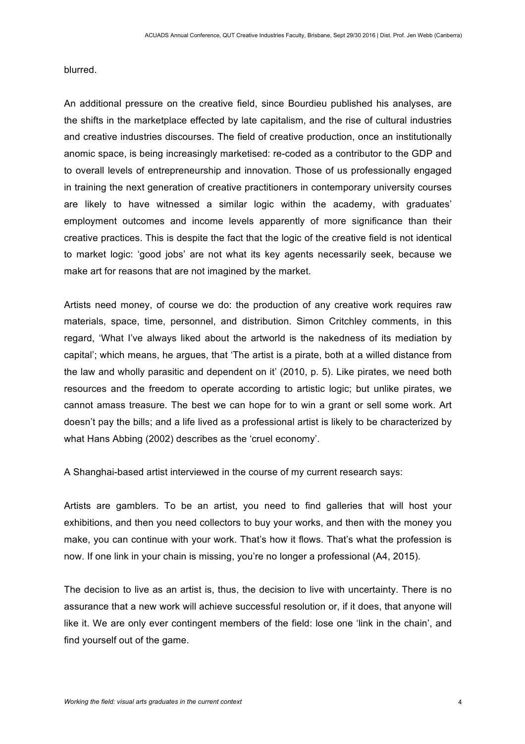blurred.

An additional pressure on the creative field, since Bourdieu published his analyses, are the shifts in the marketplace effected by late capitalism, and the rise of cultural industries and creative industries discourses. The field of creative production, once an institutionally anomic space, is being increasingly marketised: re-coded as a contributor to the GDP and to overall levels of entrepreneurship and innovation. Those of us professionally engaged in training the next generation of creative practitioners in contemporary university courses are likely to have witnessed a similar logic within the academy, with graduates' employment outcomes and income levels apparently of more significance than their creative practices. This is despite the fact that the logic of the creative field is not identical to market logic: 'good jobs' are not what its key agents necessarily seek, because we make art for reasons that are not imagined by the market.

Artists need money, of course we do: the production of any creative work requires raw materials, space, time, personnel, and distribution. Simon Critchley comments, in this regard, 'What I've always liked about the artworld is the nakedness of its mediation by capital'; which means, he argues, that 'The artist is a pirate, both at a willed distance from the law and wholly parasitic and dependent on it' (2010, p. 5). Like pirates, we need both resources and the freedom to operate according to artistic logic; but unlike pirates, we cannot amass treasure. The best we can hope for to win a grant or sell some work. Art doesn't pay the bills; and a life lived as a professional artist is likely to be characterized by what Hans Abbing (2002) describes as the 'cruel economy'.

A Shanghai-based artist interviewed in the course of my current research says:

Artists are gamblers. To be an artist, you need to find galleries that will host your exhibitions, and then you need collectors to buy your works, and then with the money you make, you can continue with your work. That's how it flows. That's what the profession is now. If one link in your chain is missing, you're no longer a professional (A4, 2015).

The decision to live as an artist is, thus, the decision to live with uncertainty. There is no assurance that a new work will achieve successful resolution or, if it does, that anyone will like it. We are only ever contingent members of the field: lose one 'link in the chain', and find yourself out of the game.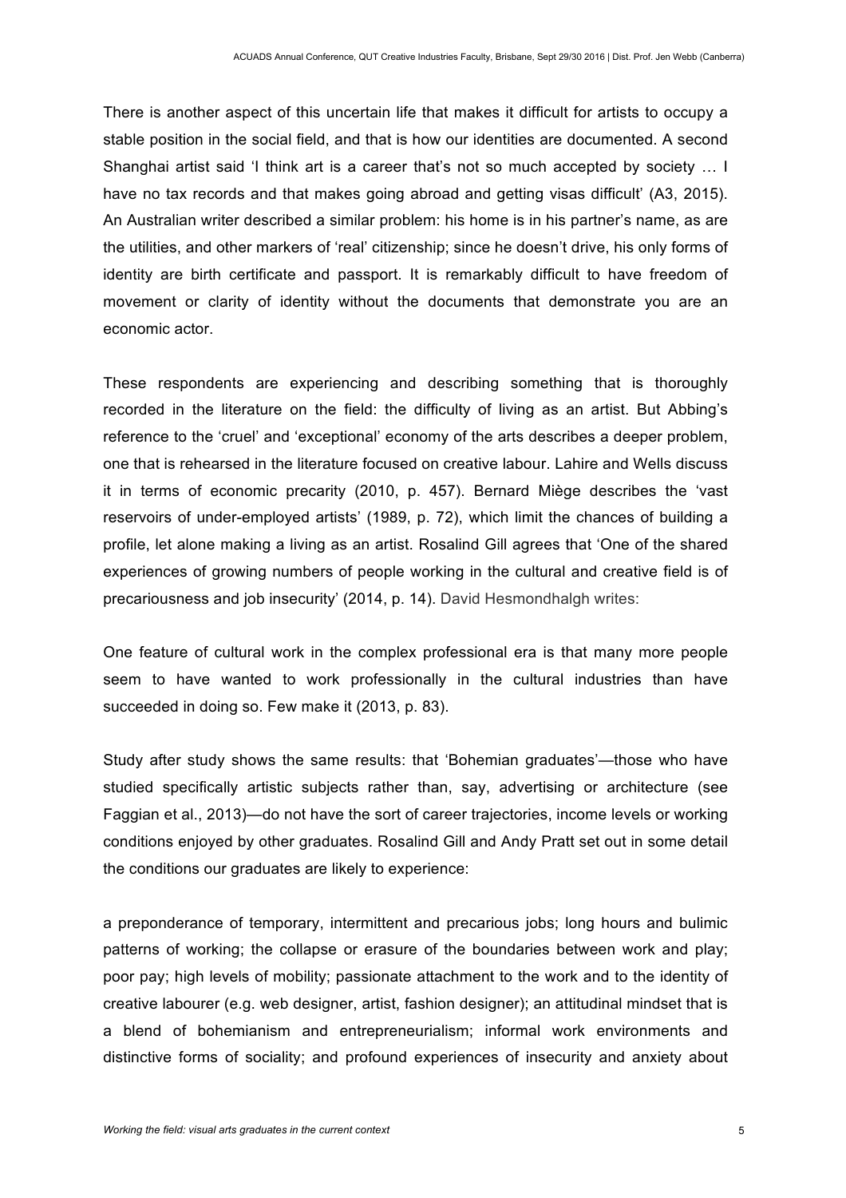There is another aspect of this uncertain life that makes it difficult for artists to occupy a stable position in the social field, and that is how our identities are documented. A second Shanghai artist said 'I think art is a career that's not so much accepted by society … I have no tax records and that makes going abroad and getting visas difficult' (A3, 2015). An Australian writer described a similar problem: his home is in his partner's name, as are the utilities, and other markers of 'real' citizenship; since he doesn't drive, his only forms of identity are birth certificate and passport. It is remarkably difficult to have freedom of movement or clarity of identity without the documents that demonstrate you are an economic actor.

These respondents are experiencing and describing something that is thoroughly recorded in the literature on the field: the difficulty of living as an artist. But Abbing's reference to the 'cruel' and 'exceptional' economy of the arts describes a deeper problem, one that is rehearsed in the literature focused on creative labour. Lahire and Wells discuss it in terms of economic precarity (2010, p. 457). Bernard Miège describes the 'vast reservoirs of under-employed artists' (1989, p. 72), which limit the chances of building a profile, let alone making a living as an artist. Rosalind Gill agrees that 'One of the shared experiences of growing numbers of people working in the cultural and creative field is of precariousness and job insecurity' (2014, p. 14). David Hesmondhalgh writes:

One feature of cultural work in the complex professional era is that many more people seem to have wanted to work professionally in the cultural industries than have succeeded in doing so. Few make it (2013, p. 83).

Study after study shows the same results: that 'Bohemian graduates'—those who have studied specifically artistic subjects rather than, say, advertising or architecture (see Faggian et al., 2013)—do not have the sort of career trajectories, income levels or working conditions enjoyed by other graduates. Rosalind Gill and Andy Pratt set out in some detail the conditions our graduates are likely to experience:

a preponderance of temporary, intermittent and precarious jobs; long hours and bulimic patterns of working; the collapse or erasure of the boundaries between work and play; poor pay; high levels of mobility; passionate attachment to the work and to the identity of creative labourer (e.g. web designer, artist, fashion designer); an attitudinal mindset that is a blend of bohemianism and entrepreneurialism; informal work environments and distinctive forms of sociality; and profound experiences of insecurity and anxiety about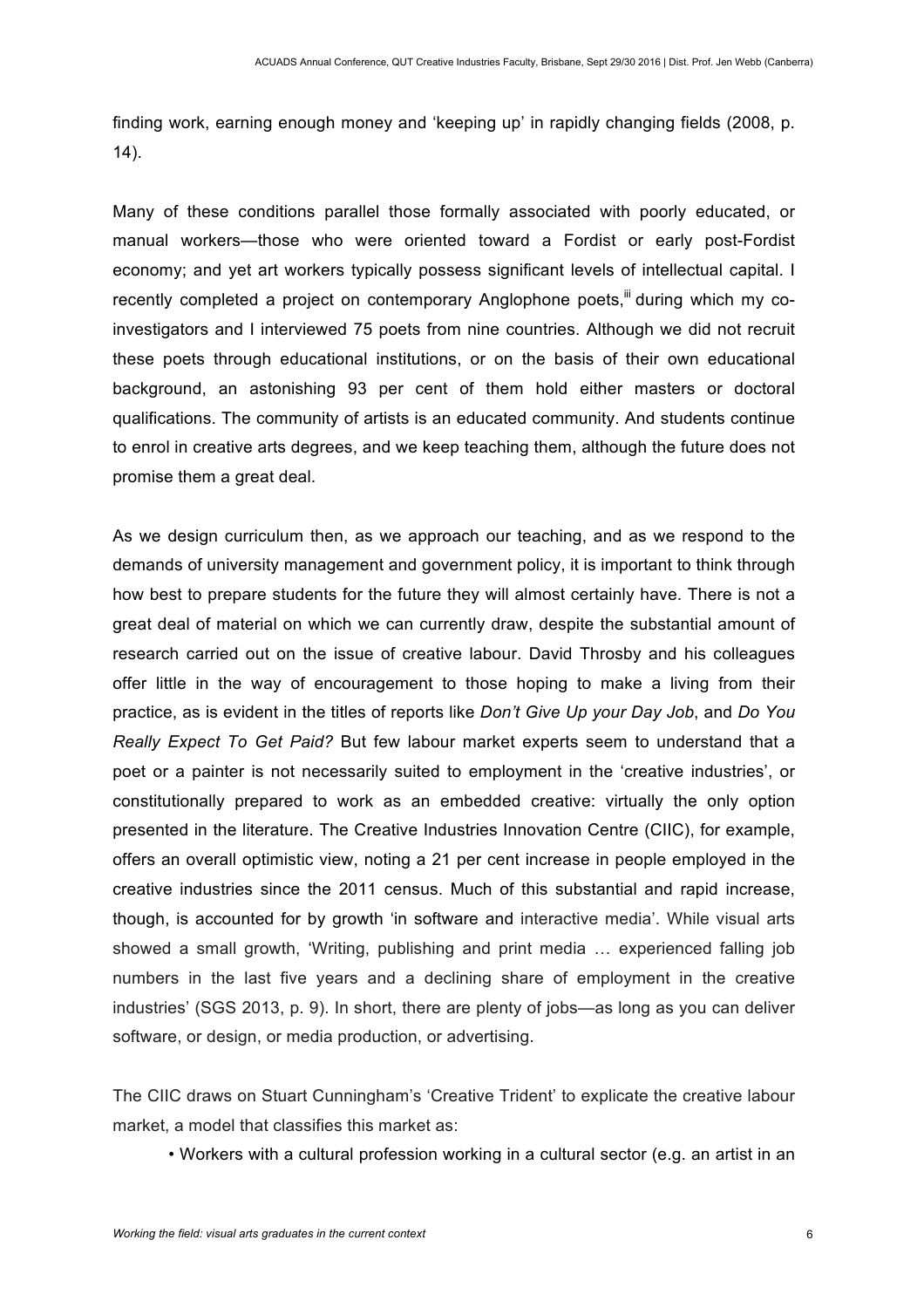finding work, earning enough money and 'keeping up' in rapidly changing fields (2008, p. 14).

Many of these conditions parallel those formally associated with poorly educated, or manual workers—those who were oriented toward a Fordist or early post-Fordist economy; and yet art workers typically possess significant levels of intellectual capital. I recently completed a project on contemporary Anglophone poets,[iii] during which my co-investigators and I interviewed 75 poets from nine countries. Although we did not recruit these poets through educational institutions, or on the basis of their own educational background, an astonishing 93 per cent of them hold either masters or doctoral qualifications. The community of artists is an educated community. And students continue to enrol in creative arts degrees, and we keep teaching them, although the future does not promise them a great deal.

As we design curriculum then, as we approach our teaching, and as we respond to the demands of university management and government policy, it is important to think through how best to prepare students for the future they will almost certainly have. There is not a great deal of material on which we can currently draw, despite the substantial amount of research carried out on the issue of creative labour. David Throsby and his colleagues offer little in the way of encouragement to those hoping to make a living from their practice, as is evident in the titles of reports like *Don't Give Up your Day Job*, and *Do You Really Expect To Get Paid?* But few labour market experts seem to understand that a poet or a painter is not necessarily suited to employment in the 'creative industries', or constitutionally prepared to work as an embedded creative: virtually the only option presented in the literature. The Creative Industries Innovation Centre (CIIC), for example, offers an overall optimistic view, noting a 21 per cent increase in people employed in the creative industries since the 2011 census. Much of this substantial and rapid increase, though, is accounted for by growth 'in software and interactive media'. While visual arts showed a small growth, 'Writing, publishing and print media … experienced falling job numbers in the last five years and a declining share of employment in the creative industries' (SGS 2013, p. 9). In short, there are plenty of jobs—as long as you can deliver software, or design, or media production, or advertising.

The CIIC draws on Stuart Cunningham's 'Creative Trident' to explicate the creative labour market, a model that classifies this market as:

- Workers with a cultural profession working in a cultural sector (e.g. an artist in an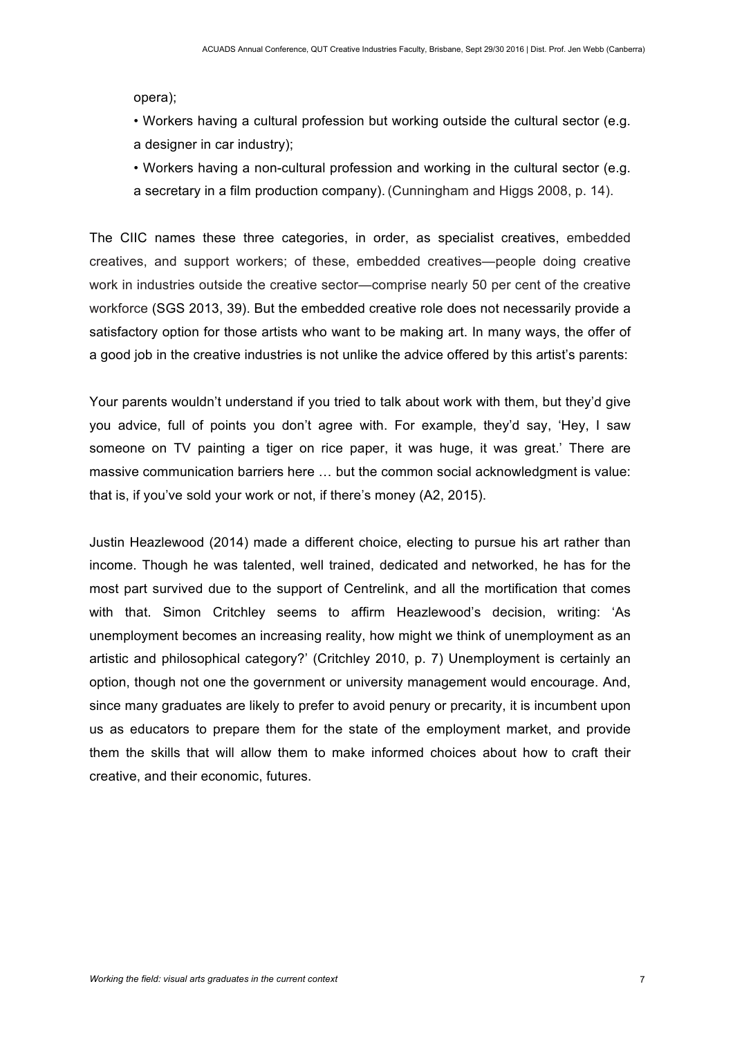opera);

- Workers having a cultural profession but working outside the cultural sector (e.g. a designer in car industry);
- Workers having a non-cultural profession and working in the cultural sector (e.g. a secretary in a film production company). (Cunningham and Higgs 2008, p. 14).

The CIIC names these three categories, in order, as specialist creatives, embedded creatives, and support workers; of these, embedded creatives—people doing creative work in industries outside the creative sector—comprise nearly 50 per cent of the creative workforce (SGS 2013, 39). But the embedded creative role does not necessarily provide a satisfactory option for those artists who want to be making art. In many ways, the offer of a good job in the creative industries is not unlike the advice offered by this artist's parents:

Your parents wouldn't understand if you tried to talk about work with them, but they'd give you advice, full of points you don't agree with. For example, they'd say, 'Hey, I saw someone on TV painting a tiger on rice paper, it was huge, it was great.' There are massive communication barriers here … but the common social acknowledgment is value: that is, if you've sold your work or not, if there's money (A2, 2015).

Justin Heazlewood (2014) made a different choice, electing to pursue his art rather than income. Though he was talented, well trained, dedicated and networked, he has for the most part survived due to the support of Centrelink, and all the mortification that comes with that. Simon Critchley seems to affirm Heazlewood's decision, writing: 'As unemployment becomes an increasing reality, how might we think of unemployment as an artistic and philosophical category?' (Critchley 2010, p. 7) Unemployment is certainly an option, though not one the government or university management would encourage. And, since many graduates are likely to prefer to avoid penury or precarity, it is incumbent upon us as educators to prepare them for the state of the employment market, and provide them the skills that will allow them to make informed choices about how to craft their creative, and their economic, futures.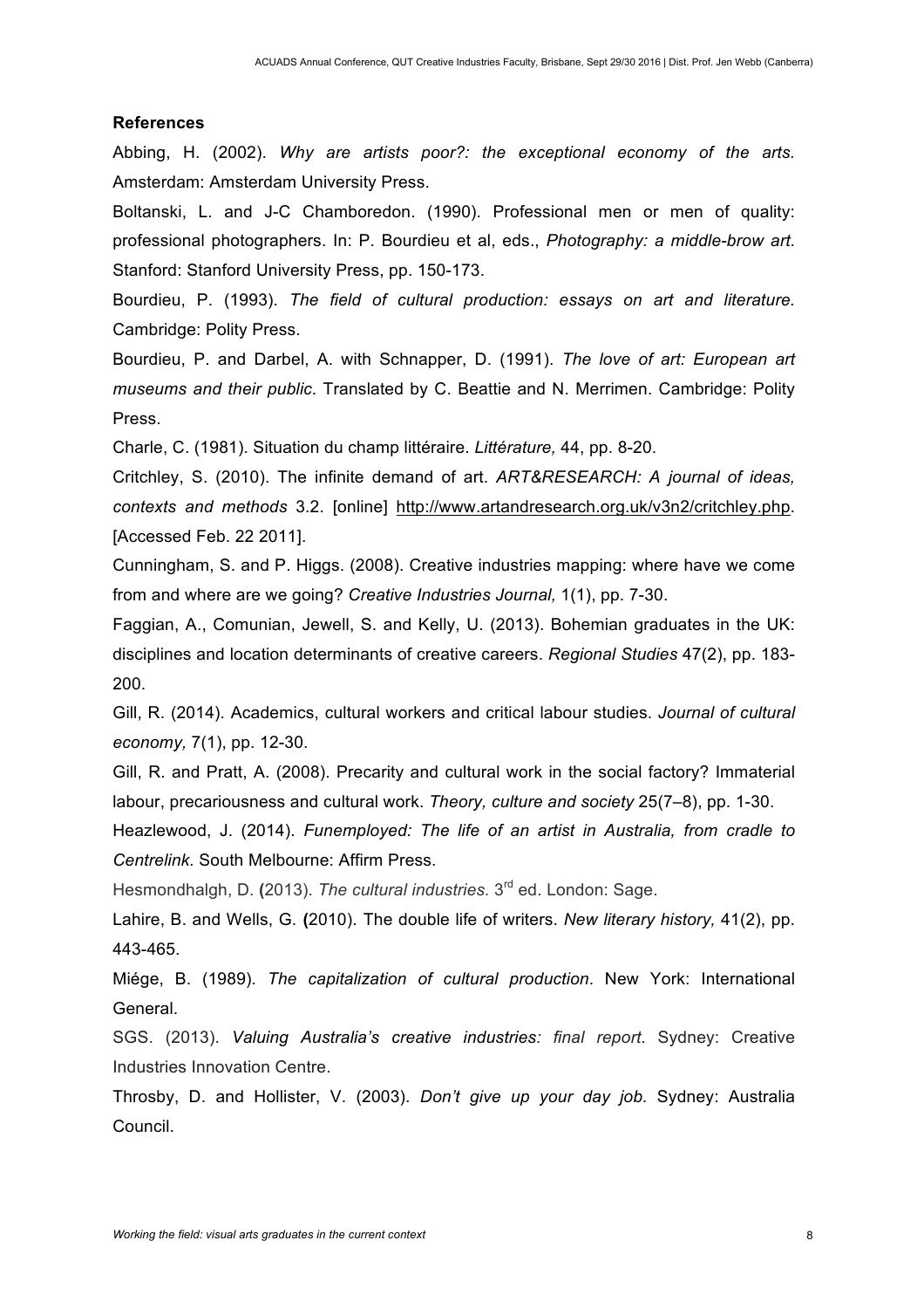**References**

Abbing, H. (2002). *Why are artists poor?: the exceptional economy of the arts*. Amsterdam: Amsterdam University Press.

Boltanski, L. and J-C Chamboredon. (1990). Professional men or men of quality: professional photographers. In: P. Bourdieu et al, eds., *Photography: a middle-brow art*. Stanford: Stanford University Press, pp. 150-173.

Bourdieu, P. (1993). *The field of cultural production: essays on art and literature.* Cambridge: Polity Press.

Bourdieu, P. and Darbel, A. with Schnapper, D. (1991). *The love of art: European art museums and their public*. Translated by C. Beattie and N. Merrimen. Cambridge: Polity Press.

Charle, C. (1981). Situation du champ littéraire. *Littérature,* 44, pp. 8-20.

Critchley, S. (2010). The infinite demand of art. *ART&RESEARCH: A journal of ideas, contexts and methods* 3.2. [online] http://www.artandresearch.org.uk/v3n2/critchley.php. [Accessed Feb. 22 2011].

Cunningham, S. and P. Higgs. (2008). Creative industries mapping: where have we come from and where are we going? *Creative Industries Journal,* 1(1), pp. 7-30.

Faggian, A., Comunian, Jewell, S. and Kelly, U. (2013). Bohemian graduates in the UK: disciplines and location determinants of creative careers. *Regional Studies* 47(2), pp. 183-200.

Gill, R. (2014). Academics, cultural workers and critical labour studies. *Journal of cultural economy,* 7(1), pp. 12-30.

Gill, R. and Pratt, A. (2008). Precarity and cultural work in the social factory? Immaterial labour, precariousness and cultural work. *Theory, culture and society* 25(7–8), pp. 1-30.

Heazlewood, J. (2014). *Funemployed: The life of an artist in Australia, from cradle to Centrelink.* South Melbourne: Affirm Press.

Hesmondhalgh, D. (2013). *The cultural industries.* 3rd ed. London: Sage.

Lahire, B. and Wells, G. (2010). The double life of writers. *New literary history,* 41(2), pp. 443-465.

Miége, B. (1989). *The capitalization of cultural production*. New York: International General.

SGS. (2013). *Valuing Australia's creative industries: final report*. Sydney: Creative Industries Innovation Centre.

Throsby, D. and Hollister, V. (2003). *Don't give up your day job.* Sydney: Australia Council.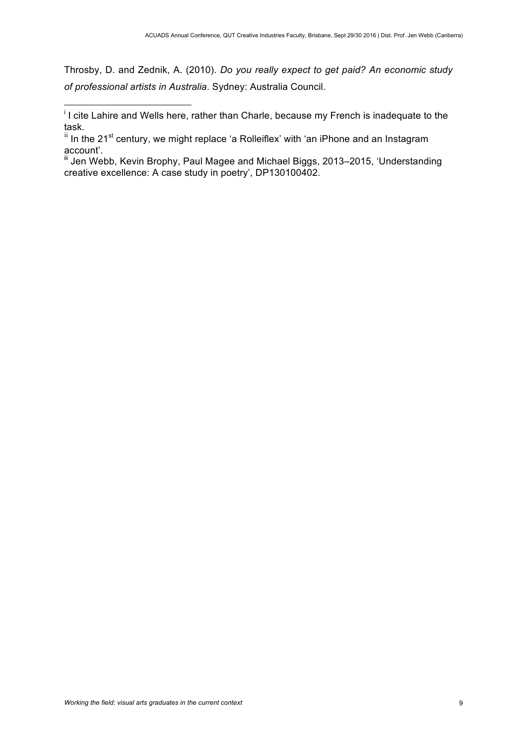Throsby, D. and Zednik, A. (2010). *Do you really expect to get paid? An economic study of professional artists in Australia*. Sydney: Australia Council.

---

[i] I cite Lahire and Wells here, rather than Charle, because my French is inadequate to the task.

[ii] In the 21st century, we might replace 'a Rolleiflex' with 'an iPhone and an Instagram account'.

[iii] Jen Webb, Kevin Brophy, Paul Magee and Michael Biggs, 2013–2015, 'Understanding creative excellence: A case study in poetry', DP130100402.